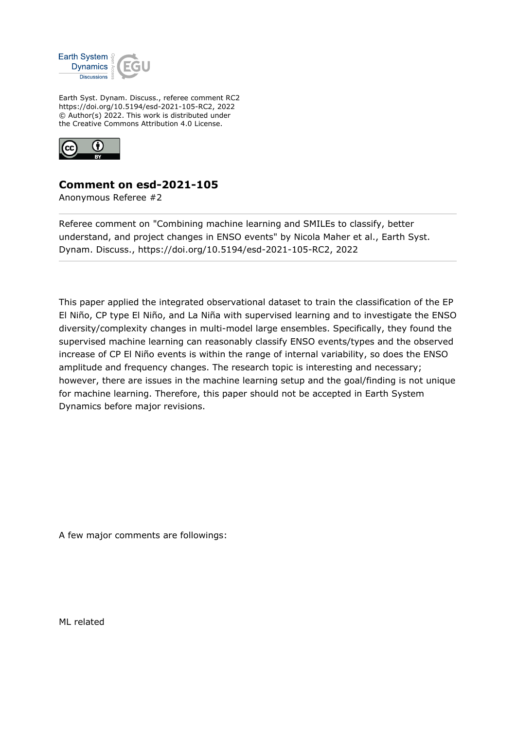Earth Syst. Dynam. Discuss., referee comment RC2
https://doi.org/10.5194/esd-2021-105-RC2, 2022
© Author(s) 2022. This work is distributed under
the Creative Commons Attribution 4.0 License.

# Comment on esd-2021-105

Anonymous Referee #2

---

Referee comment on "Combining machine learning and SMILEs to classify, better understand, and project changes in ENSO events" by Nicola Maher et al., Earth Syst. Dynam. Discuss., https://doi.org/10.5194/esd-2021-105-RC2, 2022

---

This paper applied the integrated observational dataset to train the classification of the EP El Niño, CP type El Niño, and La Niña with supervised learning and to investigate the ENSO diversity/complexity changes in multi-model large ensembles. Specifically, they found the supervised machine learning can reasonably classify ENSO events/types and the observed increase of CP El Niño events is within the range of internal variability, so does the ENSO amplitude and frequency changes. The research topic is interesting and necessary; however, there are issues in the machine learning setup and the goal/finding is not unique for machine learning. Therefore, this paper should not be accepted in Earth System Dynamics before major revisions.

A few major comments are followings:

ML related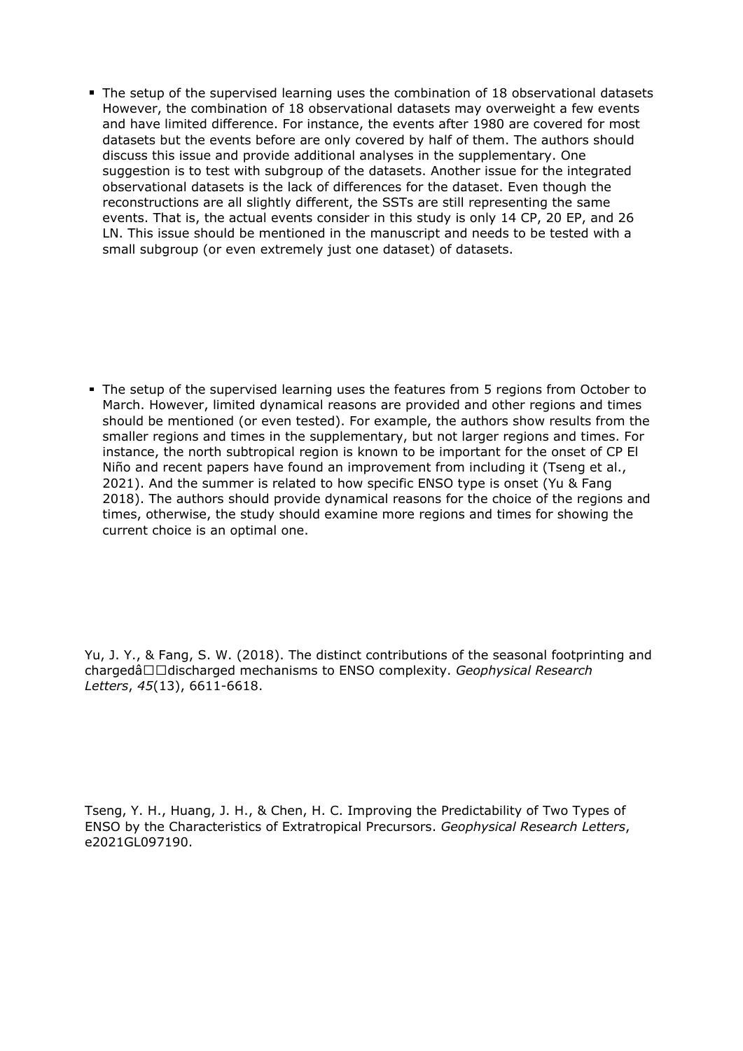- The setup of the supervised learning uses the combination of 18 observational datasets However, the combination of 18 observational datasets may overweight a few events and have limited difference. For instance, the events after 1980 are covered for most datasets but the events before are only covered by half of them. The authors should discuss this issue and provide additional analyses in the supplementary. One suggestion is to test with subgroup of the datasets. Another issue for the integrated observational datasets is the lack of differences for the dataset. Even though the reconstructions are all slightly different, the SSTs are still representing the same events. That is, the actual events consider in this study is only 14 CP, 20 EP, and 26 LN. This issue should be mentioned in the manuscript and needs to be tested with a small subgroup (or even extremely just one dataset) of datasets.

- The setup of the supervised learning uses the features from 5 regions from October to March. However, limited dynamical reasons are provided and other regions and times should be mentioned (or even tested). For example, the authors show results from the smaller regions and times in the supplementary, but not larger regions and times. For instance, the north subtropical region is known to be important for the onset of CP El Niño and recent papers have found an improvement from including it (Tseng et al., 2021). And the summer is related to how specific ENSO type is onset (Yu & Fang 2018). The authors should provide dynamical reasons for the choice of the regions and times, otherwise, the study should examine more regions and times for showing the current choice is an optimal one.

Yu, J. Y., & Fang, S. W. (2018). The distinct contributions of the seasonal footprinting and chargedâ□□discharged mechanisms to ENSO complexity. *Geophysical Research Letters*, *45*(13), 6611-6618.

Tseng, Y. H., Huang, J. H., & Chen, H. C. Improving the Predictability of Two Types of ENSO by the Characteristics of Extratropical Precursors. *Geophysical Research Letters*, e2021GL097190.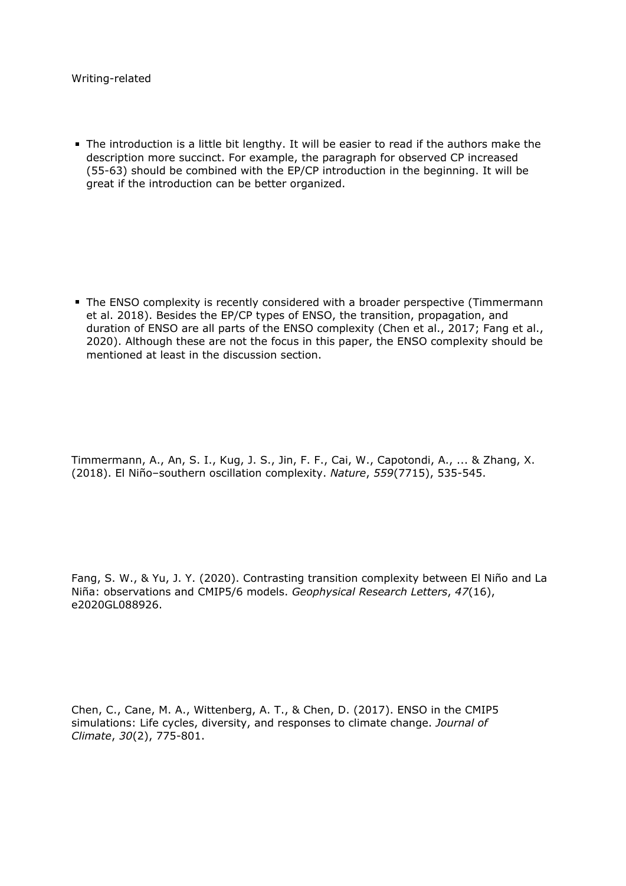Writing-related

- The introduction is a little bit lengthy. It will be easier to read if the authors make the description more succinct. For example, the paragraph for observed CP increased (55-63) should be combined with the EP/CP introduction in the beginning. It will be great if the introduction can be better organized.

- The ENSO complexity is recently considered with a broader perspective (Timmermann et al. 2018). Besides the EP/CP types of ENSO, the transition, propagation, and duration of ENSO are all parts of the ENSO complexity (Chen et al., 2017; Fang et al., 2020). Although these are not the focus in this paper, the ENSO complexity should be mentioned at least in the discussion section.

Timmermann, A., An, S. I., Kug, J. S., Jin, F. F., Cai, W., Capotondi, A., ... & Zhang, X. (2018). El Niño–southern oscillation complexity. *Nature*, *559*(7715), 535-545.

Fang, S. W., & Yu, J. Y. (2020). Contrasting transition complexity between El Niño and La Niña: observations and CMIP5/6 models. *Geophysical Research Letters*, *47*(16), e2020GL088926.

Chen, C., Cane, M. A., Wittenberg, A. T., & Chen, D. (2017). ENSO in the CMIP5 simulations: Life cycles, diversity, and responses to climate change. *Journal of Climate*, *30*(2), 775-801.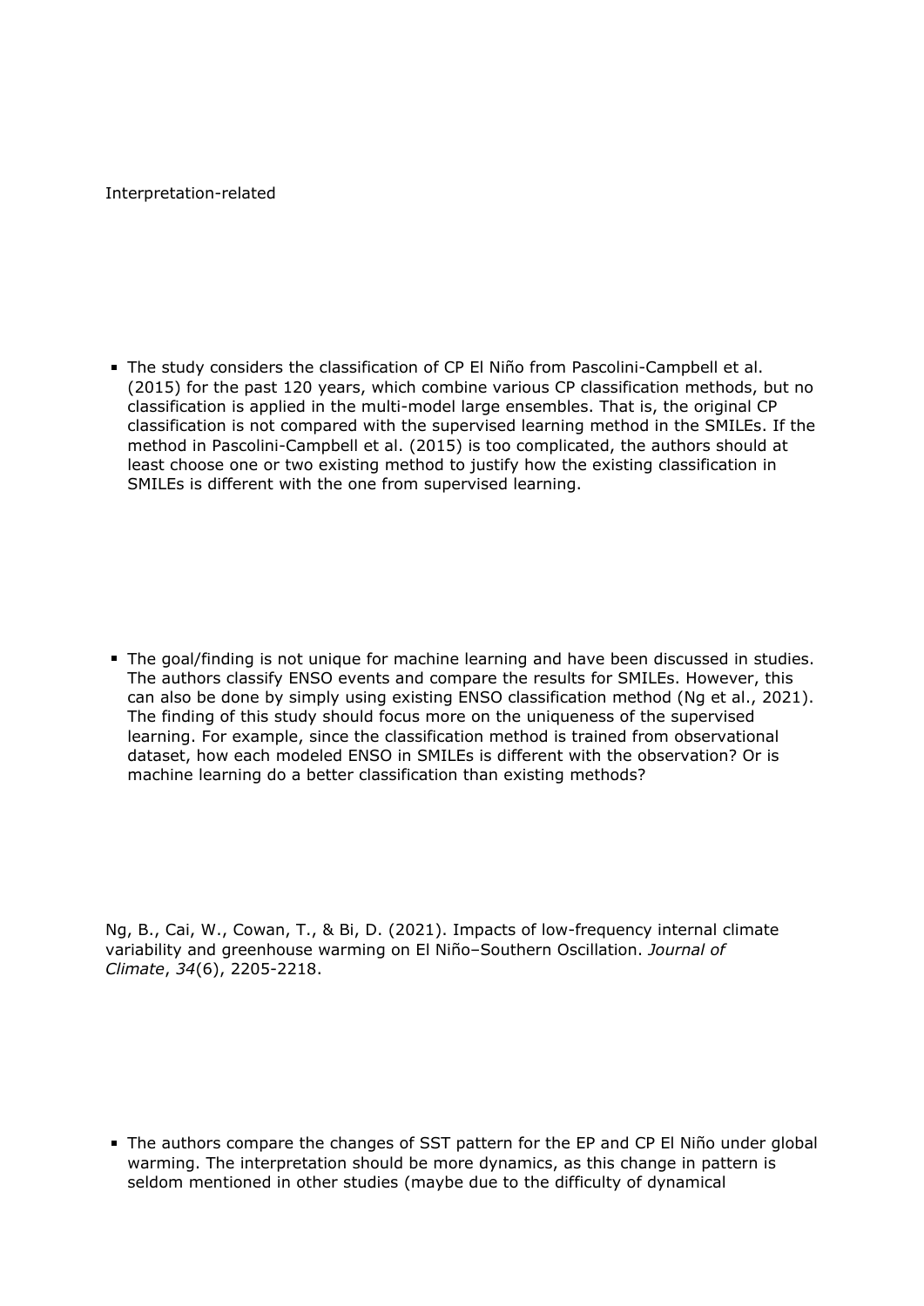Interpretation-related

- The study considers the classification of CP El Niño from Pascolini-Campbell et al. (2015) for the past 120 years, which combine various CP classification methods, but no classification is applied in the multi-model large ensembles. That is, the original CP classification is not compared with the supervised learning method in the SMILEs. If the method in Pascolini-Campbell et al. (2015) is too complicated, the authors should at least choose one or two existing method to justify how the existing classification in SMILEs is different with the one from supervised learning.

- The goal/finding is not unique for machine learning and have been discussed in studies. The authors classify ENSO events and compare the results for SMILEs. However, this can also be done by simply using existing ENSO classification method (Ng et al., 2021). The finding of this study should focus more on the uniqueness of the supervised learning. For example, since the classification method is trained from observational dataset, how each modeled ENSO in SMILEs is different with the observation? Or is machine learning do a better classification than existing methods?

Ng, B., Cai, W., Cowan, T., & Bi, D. (2021). Impacts of low-frequency internal climate variability and greenhouse warming on El Niño–Southern Oscillation. *Journal of Climate*, *34*(6), 2205-2218.

- The authors compare the changes of SST pattern for the EP and CP El Niño under global warming. The interpretation should be more dynamics, as this change in pattern is seldom mentioned in other studies (maybe due to the difficulty of dynamical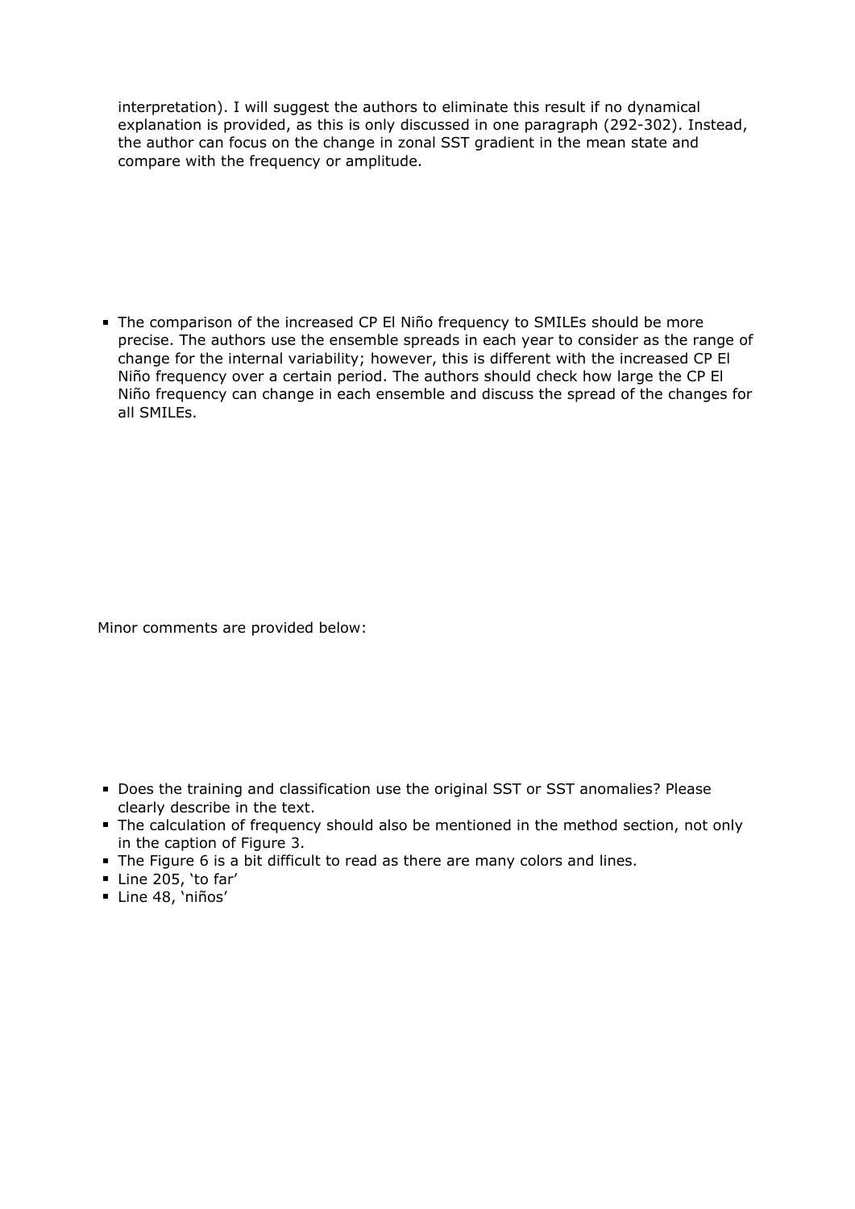interpretation). I will suggest the authors to eliminate this result if no dynamical explanation is provided, as this is only discussed in one paragraph (292-302). Instead, the author can focus on the change in zonal SST gradient in the mean state and compare with the frequency or amplitude.

- The comparison of the increased CP El Niño frequency to SMILEs should be more precise. The authors use the ensemble spreads in each year to consider as the range of change for the internal variability; however, this is different with the increased CP El Niño frequency over a certain period. The authors should check how large the CP El Niño frequency can change in each ensemble and discuss the spread of the changes for all SMILEs.

Minor comments are provided below:

- Does the training and classification use the original SST or SST anomalies? Please clearly describe in the text.
- The calculation of frequency should also be mentioned in the method section, not only in the caption of Figure 3.
- The Figure 6 is a bit difficult to read as there are many colors and lines.
- Line 205, 'to far'
- Line 48, 'niños'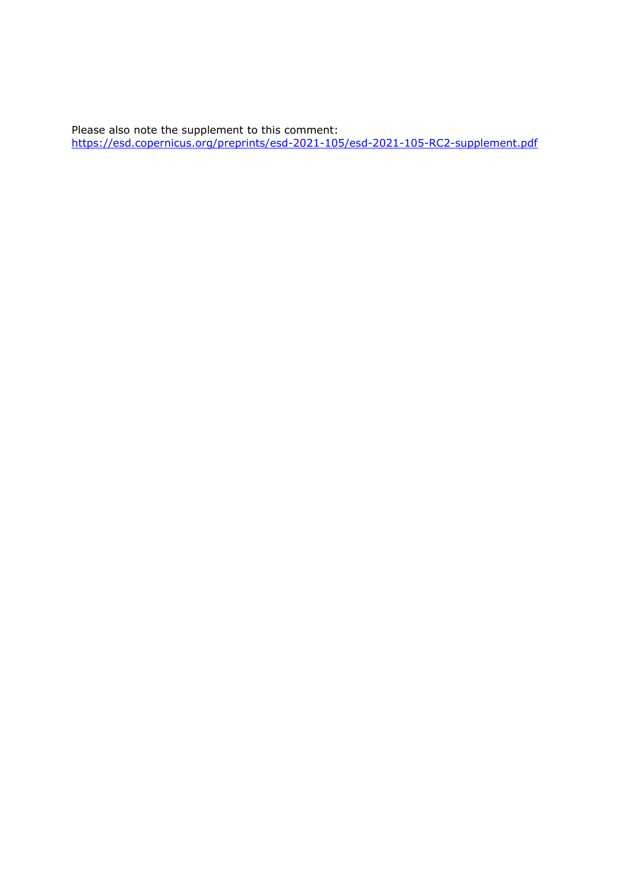Please also note the supplement to this comment:
https://esd.copernicus.org/preprints/esd-2021-105/esd-2021-105-RC2-supplement.pdf